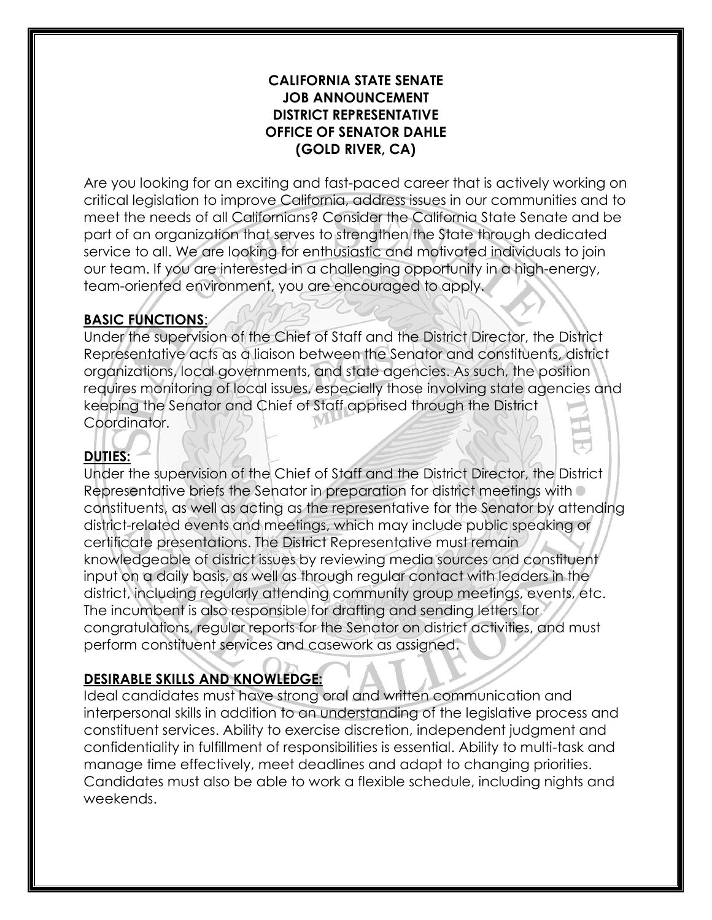# CALIFORNIA STATE SENATE
# JOB ANNOUNCEMENT
# DISTRICT REPRESENTATIVE
# OFFICE OF SENATOR DAHLE
# (GOLD RIVER, CA)

Are you looking for an exciting and fast-paced career that is actively working on critical legislation to improve California, address issues in our communities and to meet the needs of all Californians? Consider the California State Senate and be part of an organization that serves to strengthen the State through dedicated service to all. We are looking for enthusiastic and motivated individuals to join our team. If you are interested in a challenging opportunity in a high-energy, team-oriented environment, you are encouraged to apply.

## BASIC FUNCTIONS:

Under the supervision of the Chief of Staff and the District Director, the District Representative acts as a liaison between the Senator and constituents, district organizations, local governments, and state agencies. As such, the position requires monitoring of local issues, especially those involving state agencies and keeping the Senator and Chief of Staff apprised through the District Coordinator.

## DUTIES:

Under the supervision of the Chief of Staff and the District Director, the District Representative briefs the Senator in preparation for district meetings with constituents, as well as acting as the representative for the Senator by attending district-related events and meetings, which may include public speaking or certificate presentations. The District Representative must remain knowledgeable of district issues by reviewing media sources and constituent input on a daily basis, as well as through regular contact with leaders in the district, including regularly attending community group meetings, events, etc. The incumbent is also responsible for drafting and sending letters for congratulations, regular reports for the Senator on district activities, and must perform constituent services and casework as assigned.

## DESIRABLE SKILLS AND KNOWLEDGE:

Ideal candidates must have strong oral and written communication and interpersonal skills in addition to an understanding of the legislative process and constituent services. Ability to exercise discretion, independent judgment and confidentiality in fulfillment of responsibilities is essential. Ability to multi-task and manage time effectively, meet deadlines and adapt to changing priorities. Candidates must also be able to work a flexible schedule, including nights and weekends.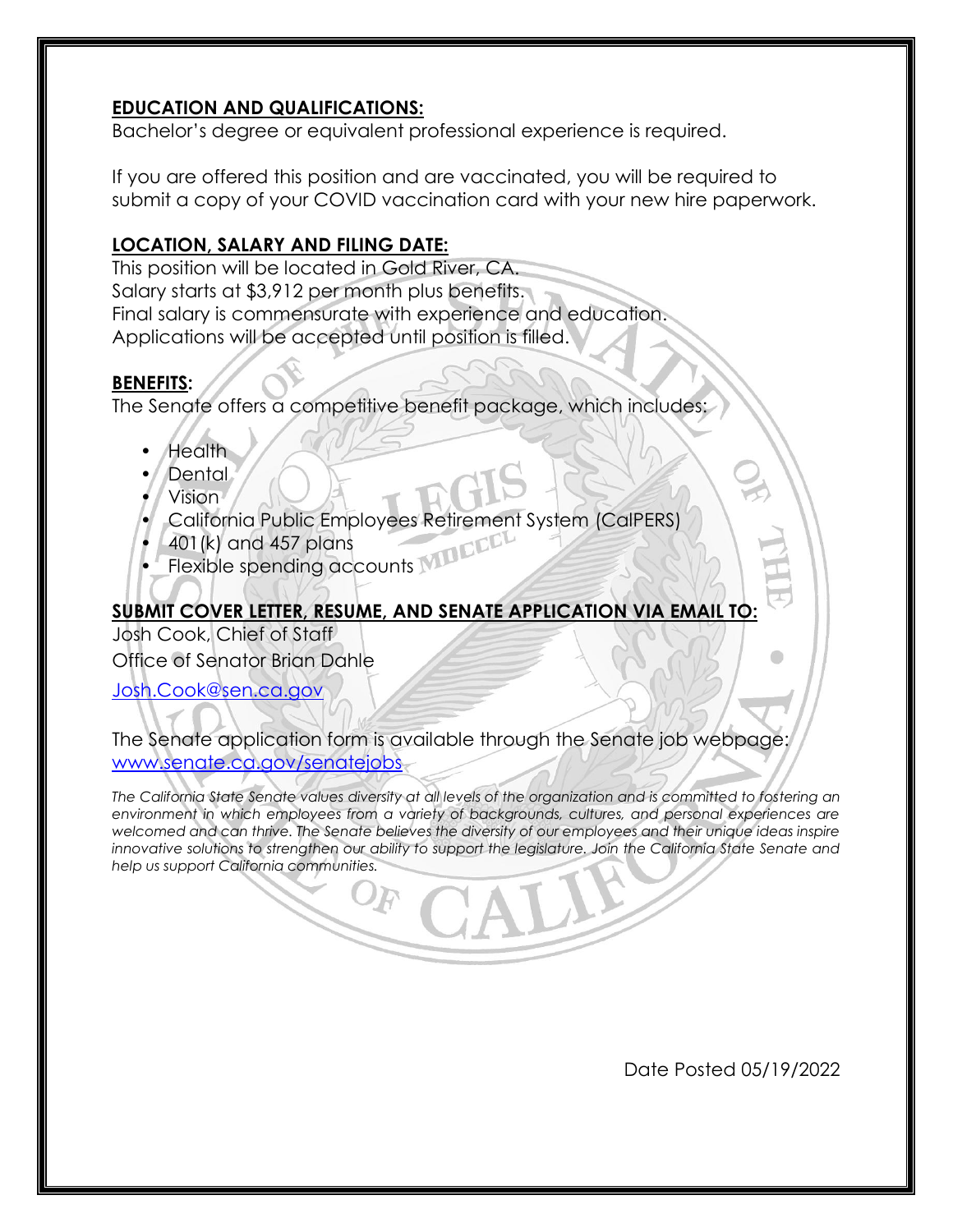## EDUCATION AND QUALIFICATIONS:

Bachelor's degree or equivalent professional experience is required.

If you are offered this position and are vaccinated, you will be required to submit a copy of your COVID vaccination card with your new hire paperwork.

## LOCATION, SALARY AND FILING DATE:

This position will be located in Gold River, CA.
Salary starts at $3,912 per month plus benefits.
Final salary is commensurate with experience and education.
Applications will be accepted until position is filled.

## BENEFITS:

The Senate offers a competitive benefit package, which includes:

- Health
- Dental
- Vision
- California Public Employees Retirement System (CalPERS)
- 401(k) and 457 plans
- Flexible spending accounts

## SUBMIT COVER LETTER, RESUME, AND SENATE APPLICATION VIA EMAIL TO:

Josh Cook, Chief of Staff
Office of Senator Brian Dahle
Josh.Cook@sen.ca.gov

The Senate application form is available through the Senate job webpage: www.senate.ca.gov/senatejobs

*The California State Senate values diversity at all levels of the organization and is committed to fostering an environment in which employees from a variety of backgrounds, cultures, and personal experiences are welcomed and can thrive. The Senate believes the diversity of our employees and their unique ideas inspire innovative solutions to strengthen our ability to support the legislature. Join the California State Senate and help us support California communities.*

Date Posted 05/19/2022